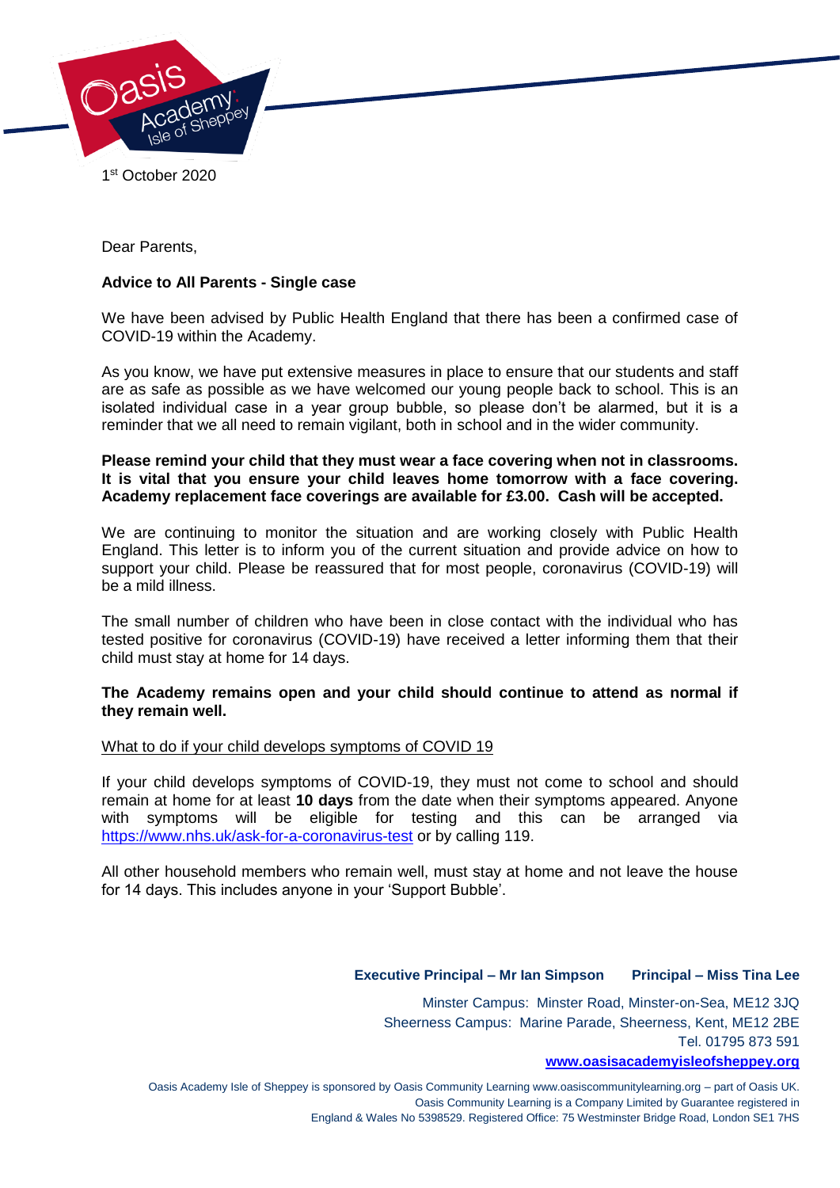1st October 2020

Dear Parents,

**Advice to All Parents - Single case**

We have been advised by Public Health England that there has been a confirmed case of COVID-19 within the Academy.

As you know, we have put extensive measures in place to ensure that our students and staff are as safe as possible as we have welcomed our young people back to school. This is an isolated individual case in a year group bubble, so please don't be alarmed, but it is a reminder that we all need to remain vigilant, both in school and in the wider community.

**Please remind your child that they must wear a face covering when not in classrooms. It is vital that you ensure your child leaves home tomorrow with a face covering. Academy replacement face coverings are available for £3.00. Cash will be accepted.**

We are continuing to monitor the situation and are working closely with Public Health England. This letter is to inform you of the current situation and provide advice on how to support your child. Please be reassured that for most people, coronavirus (COVID-19) will be a mild illness.

The small number of children who have been in close contact with the individual who has tested positive for coronavirus (COVID-19) have received a letter informing them that their child must stay at home for 14 days.

**The Academy remains open and your child should continue to attend as normal if they remain well.**

What to do if your child develops symptoms of COVID 19

If your child develops symptoms of COVID-19, they must not come to school and should remain at home for at least **10 days** from the date when their symptoms appeared. Anyone with symptoms will be eligible for testing and this can be arranged via https://www.nhs.uk/ask-for-a-coronavirus-test or by calling 119.

All other household members who remain well, must stay at home and not leave the house for 14 days. This includes anyone in your 'Support Bubble'.

**Executive Principal – Mr Ian Simpson** **Principal – Miss Tina Lee**

Minster Campus: Minster Road, Minster-on-Sea, ME12 3JQ
Sheerness Campus: Marine Parade, Sheerness, Kent, ME12 2BE
Tel. 01795 873 591
**www.oasisacademyisleofsheppey.org**

Oasis Academy Isle of Sheppey is sponsored by Oasis Community Learning www.oasiscommunitylearning.org – part of Oasis UK. Oasis Community Learning is a Company Limited by Guarantee registered in England & Wales No 5398529. Registered Office: 75 Westminster Bridge Road, London SE1 7HS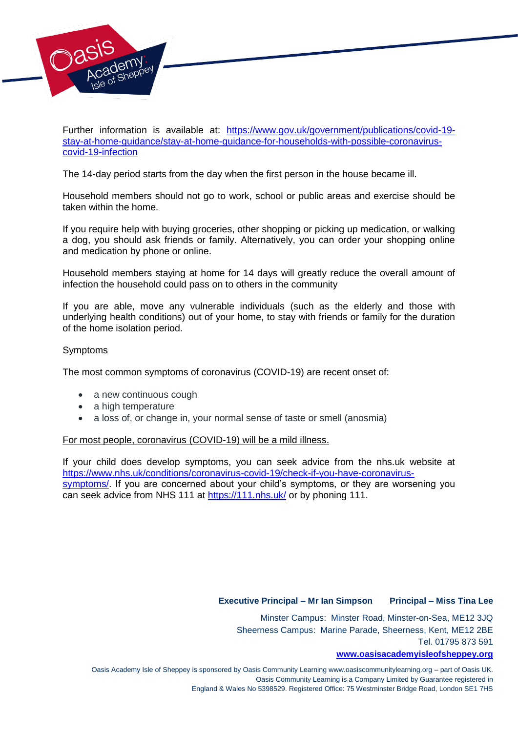Further information is available at: [https://www.gov.uk/government/publications/covid-19-stay-at-home-guidance/stay-at-home-guidance-for-households-with-possible-coronavirus-covid-19-infection](https://www.gov.uk/government/publications/covid-19-stay-at-home-guidance/stay-at-home-guidance-for-households-with-possible-coronavirus-covid-19-infection)

The 14-day period starts from the day when the first person in the house became ill.

Household members should not go to work, school or public areas and exercise should be taken within the home.

If you require help with buying groceries, other shopping or picking up medication, or walking a dog, you should ask friends or family. Alternatively, you can order your shopping online and medication by phone or online.

Household members staying at home for 14 days will greatly reduce the overall amount of infection the household could pass on to others in the community

If you are able, move any vulnerable individuals (such as the elderly and those with underlying health conditions) out of your home, to stay with friends or family for the duration of the home isolation period.

<u>Symptoms</u>

The most common symptoms of coronavirus (COVID-19) are recent onset of:

- a new continuous cough
- a high temperature
- a loss of, or change in, your normal sense of taste or smell (anosmia)

<u>For most people, coronavirus (COVID-19) will be a mild illness.</u>

If your child does develop symptoms, you can seek advice from the nhs.uk website at [https://www.nhs.uk/conditions/coronavirus-covid-19/check-if-you-have-coronavirus-symptoms/](https://www.nhs.uk/conditions/coronavirus-covid-19/check-if-you-have-coronavirus-symptoms/). If you are concerned about your child's symptoms, or they are worsening you can seek advice from NHS 111 at [https://111.nhs.uk/](https://111.nhs.uk/) or by phoning 111.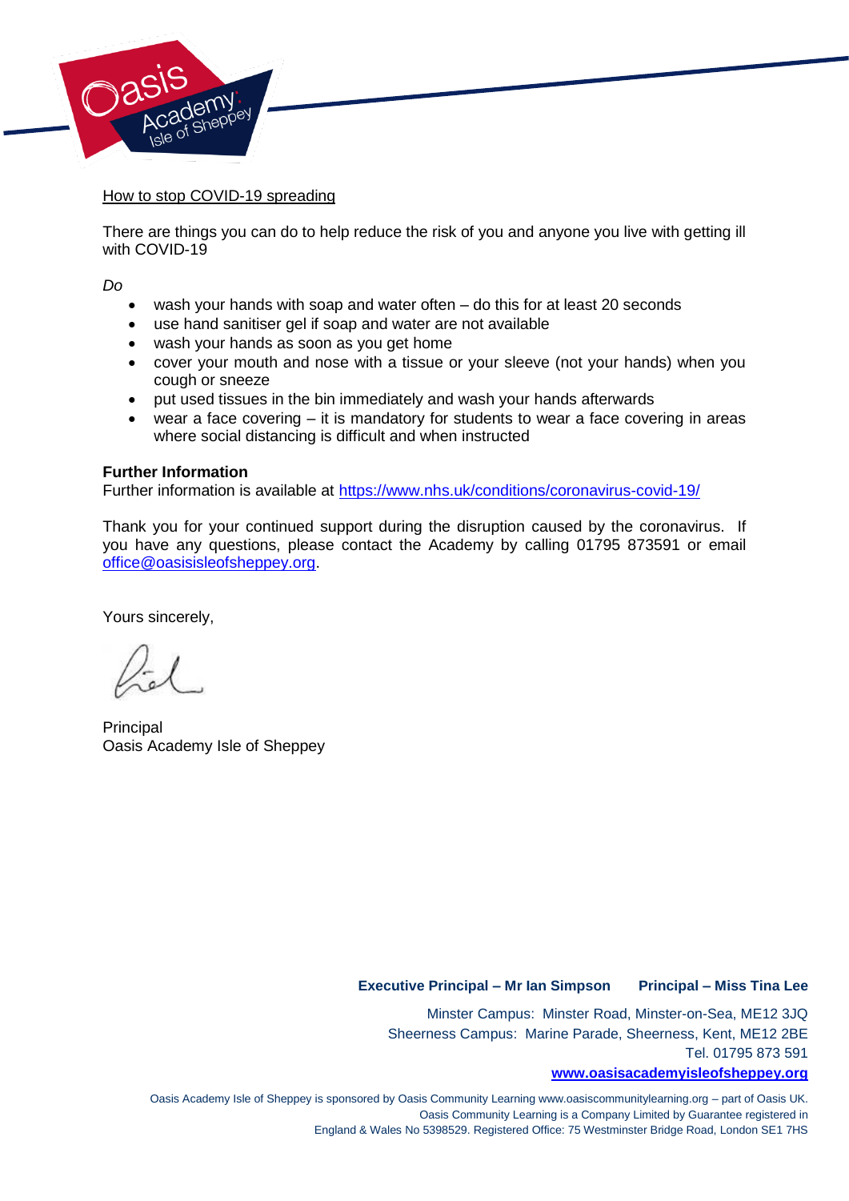How to stop COVID-19 spreading

There are things you can do to help reduce the risk of you and anyone you live with getting ill with COVID-19

*Do*

- wash your hands with soap and water often – do this for at least 20 seconds
- use hand sanitiser gel if soap and water are not available
- wash your hands as soon as you get home
- cover your mouth and nose with a tissue or your sleeve (not your hands) when you cough or sneeze
- put used tissues in the bin immediately and wash your hands afterwards
- wear a face covering – it is mandatory for students to wear a face covering in areas where social distancing is difficult and when instructed

**Further Information**

Further information is available at https://www.nhs.uk/conditions/coronavirus-covid-19/

Thank you for your continued support during the disruption caused by the coronavirus. If you have any questions, please contact the Academy by calling 01795 873591 or email office@oasisisleofsheppey.org.

Yours sincerely,

Principal
Oasis Academy Isle of Sheppey

**Executive Principal – Mr Ian Simpson** **Principal – Miss Tina Lee**

Minster Campus: Minster Road, Minster-on-Sea, ME12 3JQ
Sheerness Campus: Marine Parade, Sheerness, Kent, ME12 2BE
Tel. 01795 873 591
**www.oasisacademyisleofsheppey.org**

Oasis Academy Isle of Sheppey is sponsored by Oasis Community Learning www.oasiscommunitylearning.org – part of Oasis UK.
Oasis Community Learning is a Company Limited by Guarantee registered in England & Wales No 5398529. Registered Office: 75 Westminster Bridge Road, London SE1 7HS